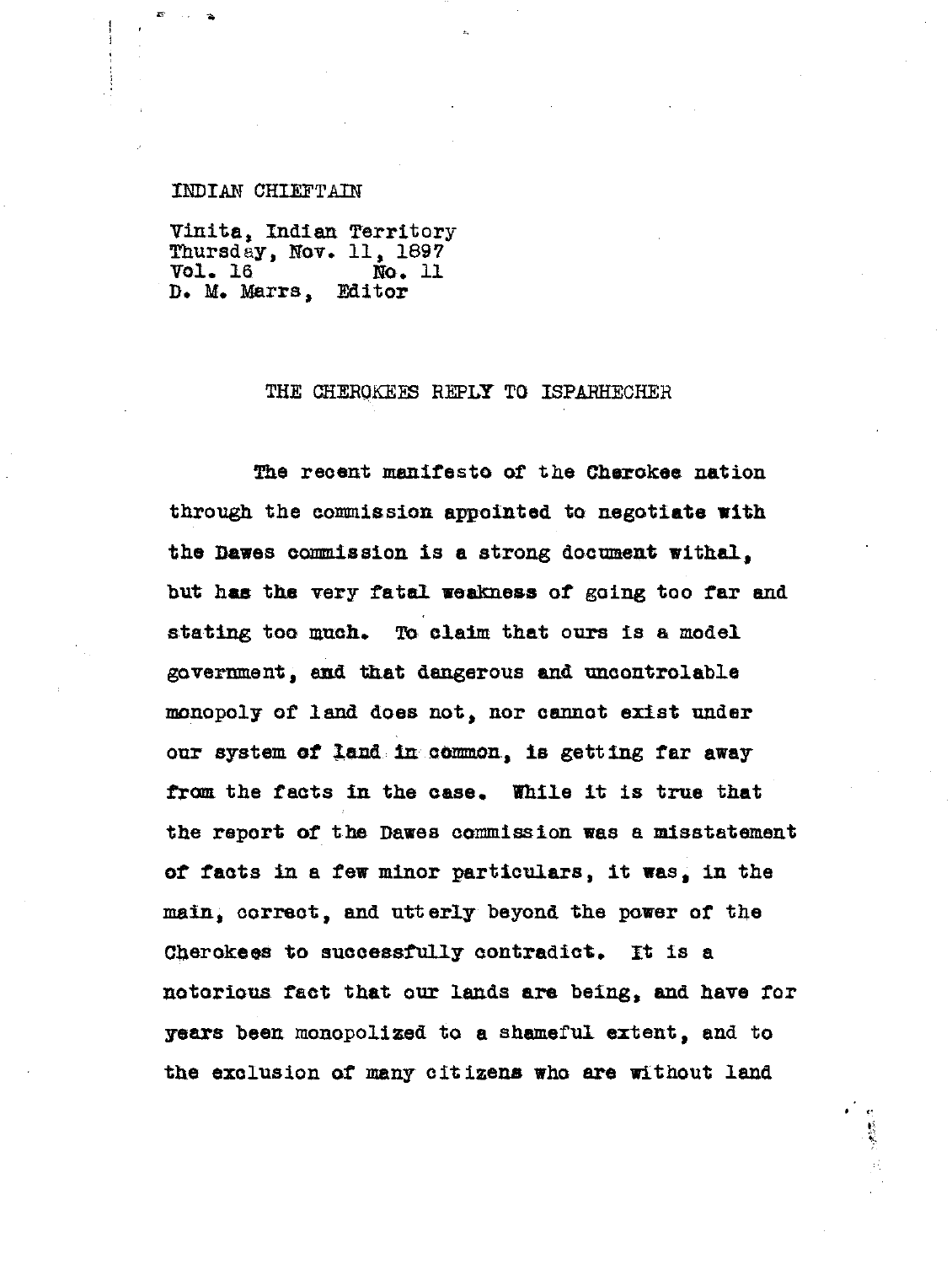INDIAN CHIEFTAIN

Vinita, Indian Territory
Thursday, Nov. 11, 1897
Vol. 16 No. 11
D. M. Marrs, Editor

## THE CHEROKEES REPLY TO ISPARHECHER

The recent manifesto of the Cherokee nation through the commission appointed to negotiate with the Dawes commission is a strong document withal, but has the very fatal weakness of going too far and stating too much. To claim that ours is a model government, and that dangerous and uncontrolable monopoly of land does not, nor cannot exist under our system of land in common, is getting far away from the facts in the case. While it is true that the report of the Dawes commission was a misstatement of facts in a few minor particulars, it was, in the main, correct, and utterly beyond the power of the Cherokees to successfully contradict. It is a notorious fact that our lands are being, and have for years been monopolized to a shameful extent, and to the exclusion of many citizens who are without land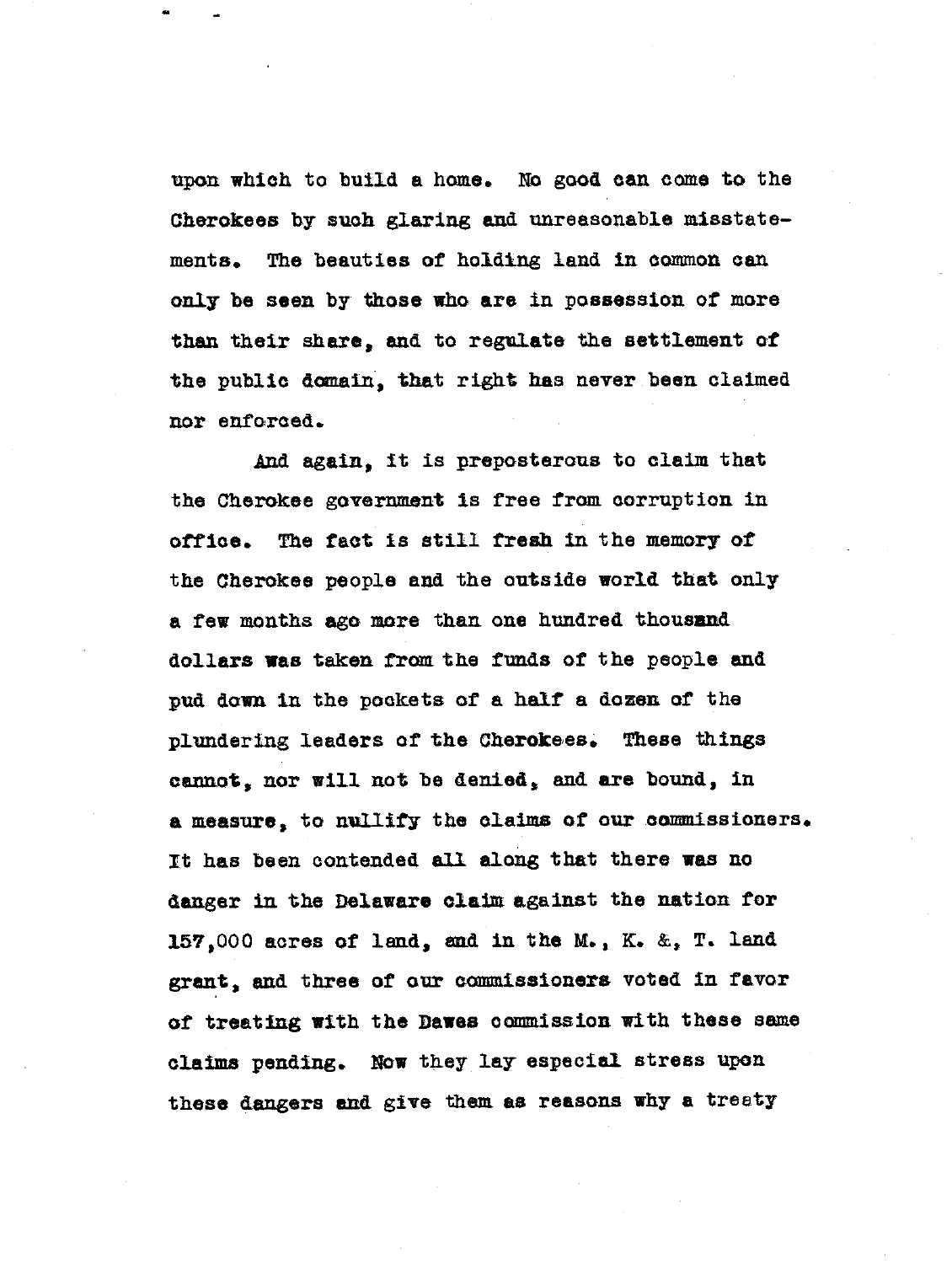upon which to build a home. No good can come to the Cherokees by such glaring and unreasonable misstatements. The beauties of holding land in common can only be seen by those who are in possession of more than their share, and to regulate the settlement of the public domain, that right has never been claimed nor enforced.

And again, it is preposterous to claim that the Cherokee government is free from corruption in office. The fact is still fresh in the memory of the Cherokee people and the outside world that only a few months ago more than one hundred thousand dollars was taken from the funds of the people and pud down in the pockets of a half a dozen of the plundering leaders of the Cherokees. These things cannot, nor will not be denied, and are bound, in a measure, to nullify the claims of our commissioners. It has been contended all along that there was no danger in the Delaware claim against the nation for 157,000 acres of land, and in the M., K. &, T. land grant, and three of our commissioners voted in favor of treating with the Dawes commission with these same claims pending. Now they lay especial stress upon these dangers and give them as reasons why a treaty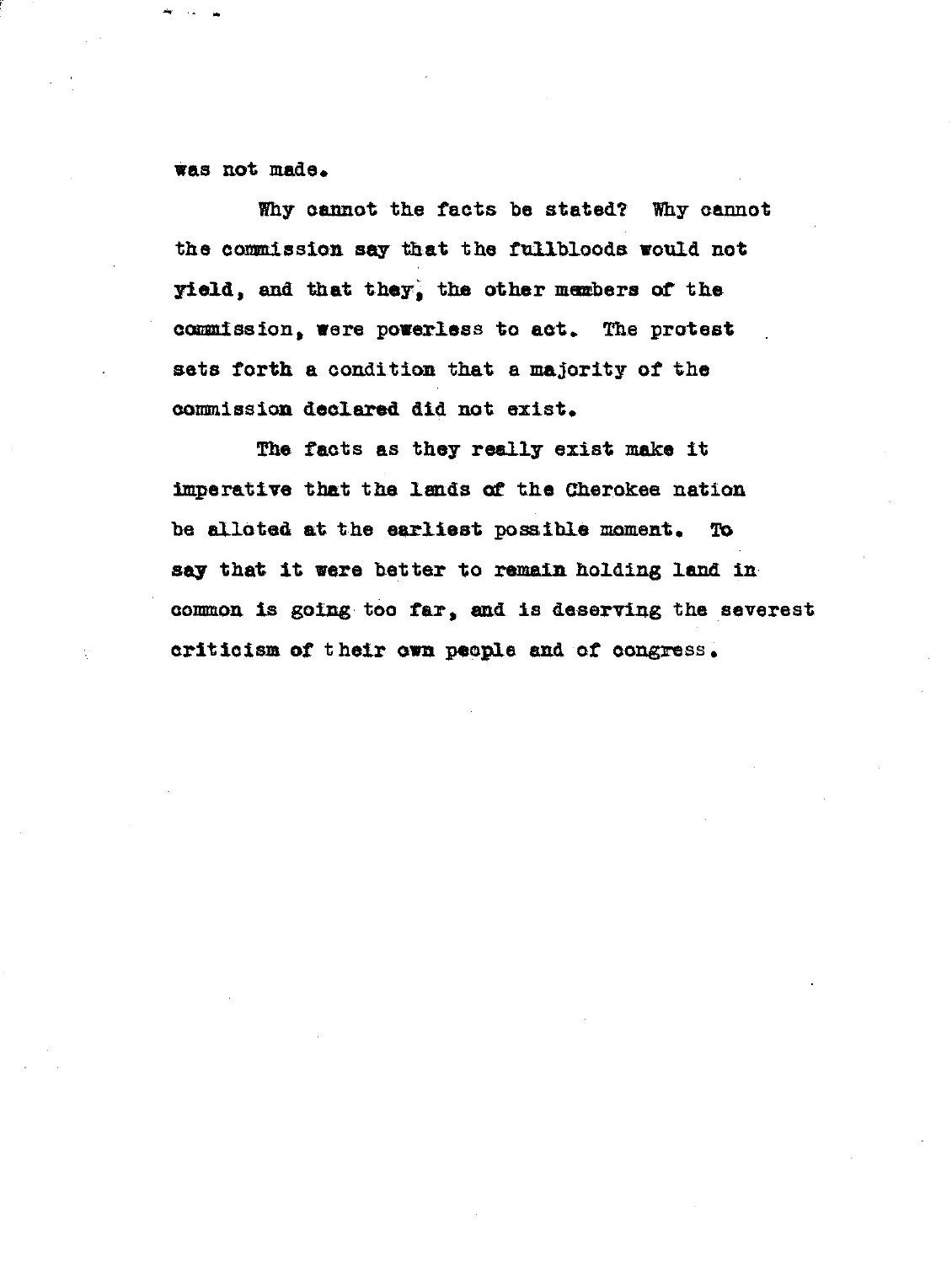was not made.

Why cannot the facts be stated? Why cannot the commission say that the fullbloods would not yield, and that they, the other members of the commission, were powerless to act. The protest sets forth a condition that a majority of the commission declared did not exist.

The facts as they really exist make it imperative that the lands of the Cherokee nation be alloted at the earliest possible moment. To say that it were better to remain holding land in common is going too far, and is deserving the severest criticism of their own people and of congress.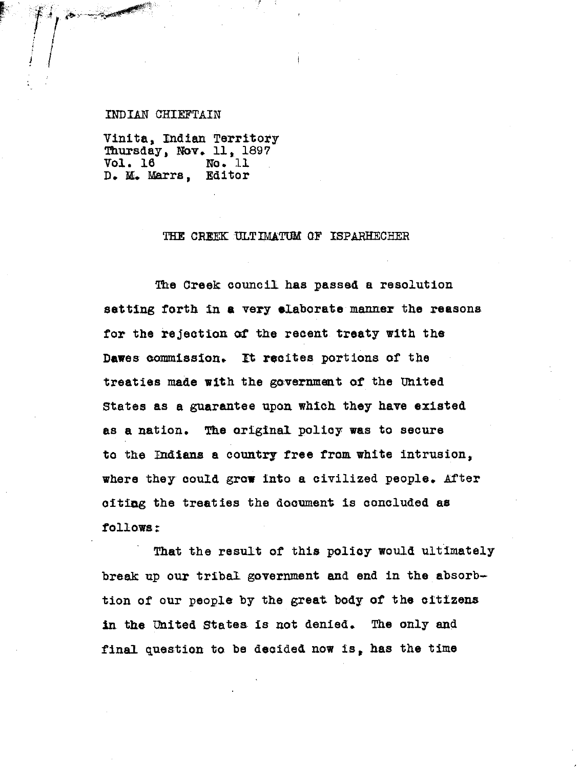INDIAN CHIEFTAIN

Vinita, Indian Territory
Thursday, Nov. 11, 1897
Vol. 16 No. 11
D. M. Marrs, Editor

## THE CREEK ULTIMATUM OF ISPARHECHER

The Creek council has passed a resolution setting forth in a very elaborate manner the reasons for the rejection of the recent treaty with the Dawes commission. It recites portions of the treaties made with the government of the United States as a guarantee upon which they have existed as a nation. The original policy was to secure to the Indians a country free from white intrusion, where they could grow into a civilized people. After citing the treaties the document is concluded as follows:

That the result of this policy would ultimately break up our tribal government and end in the absorption of our people by the great body of the citizens in the United States is not denied. The only and final question to be decided now is, has the time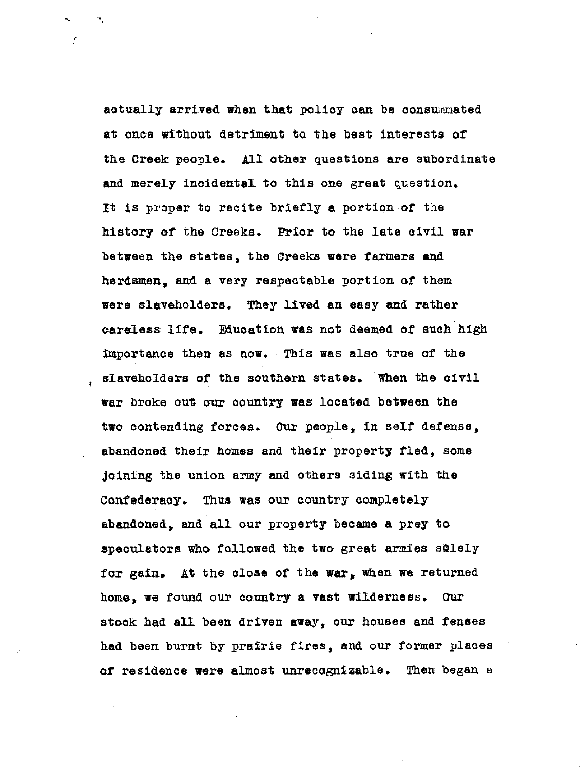actually arrived when that policy can be consummated at once without detriment to the best interests of the Creek people. All other questions are subordinate and merely incidental to this one great question. It is proper to recite briefly a portion of the history of the Creeks. Prior to the late civil war between the states, the Creeks were farmers and herdsmen, and a very respectable portion of them were slaveholders. They lived an easy and rather careless life. Education was not deemed of such high importance then as now. This was also true of the slaveholders of the southern states. When the civil war broke out our country was located between the two contending forces. Our people, in self defense, abandoned their homes and their property fled, some joining the union army and others siding with the Confederacy. Thus was our country completely abandoned, and all our property became a prey to speculators who followed the two great armies solely for gain. At the close of the war, when we returned home, we found our country a vast wilderness. Our stock had all been driven away, our houses and fenses had been burnt by prairie fires, and our former places of residence were almost unrecognizable. Then began a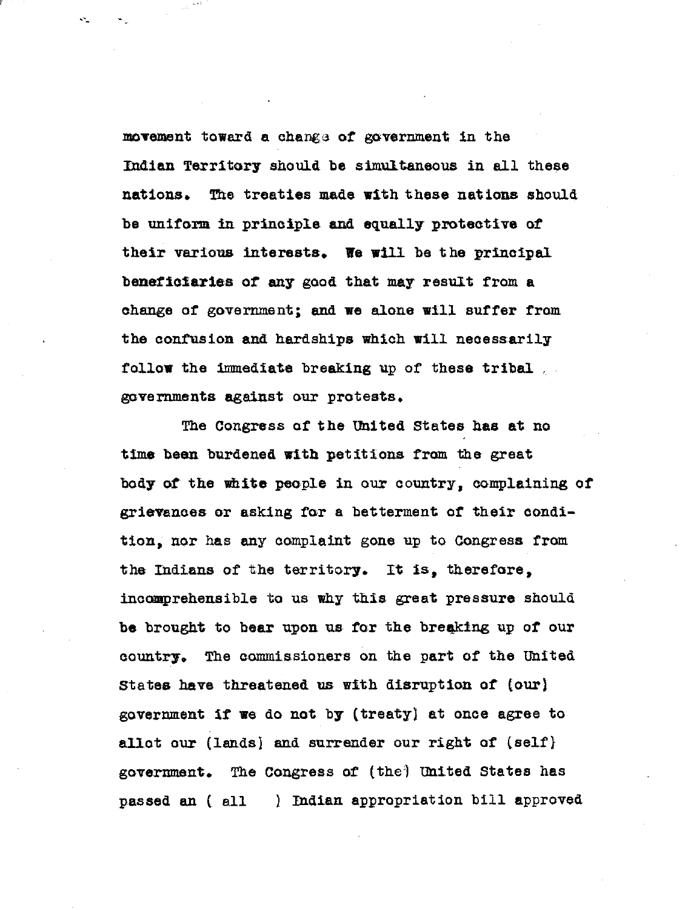movement toward a change of government in the Indian Territory should be simultaneous in all these nations. The treaties made with these nations should be uniform in principle and equally protective of their various interests. We will be the principal beneficiaries of any good that may result from a change of government; and we alone will suffer from the confusion and hardships which will necessarily follow the immediate breaking up of these tribal governments against our protests.

The Congress of the United States has at no time been burdened with petitions from the great body of the white people in our country, complaining of grievances or asking for a betterment of their condition, nor has any complaint gone up to Congress from the Indians of the territory. It is, therefore, incomprehensible to us why this great pressure should be brought to bear upon us for the breaking up of our country. The commissioners on the part of the United States have threatened us with disruption of (our) government if we do not by (treaty) at once agree to allot our (lands) and surrender our right of (self) government. The Congress of (the) United States has passed an ( all ) Indian appropriation bill approved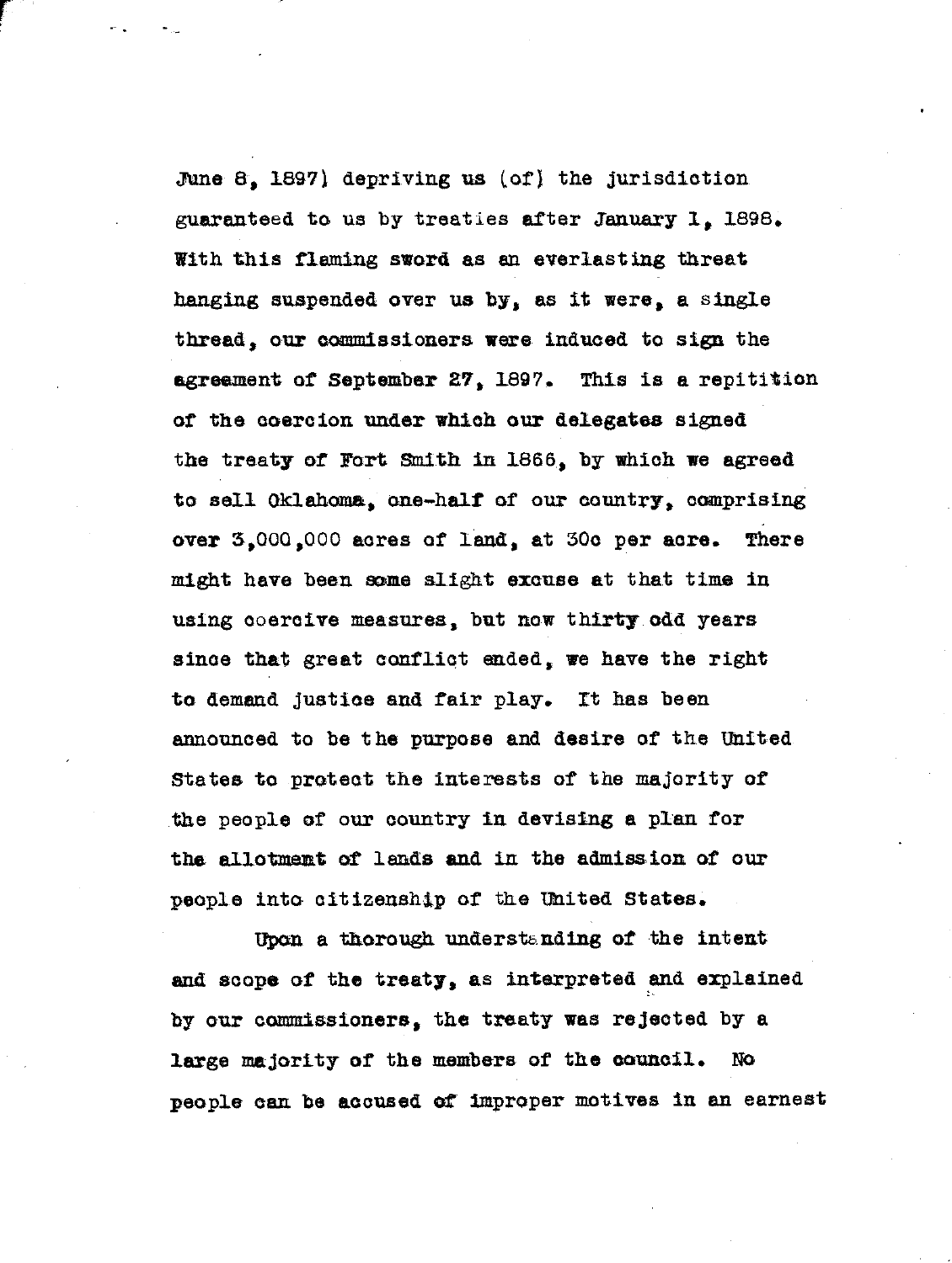June 8, 1897) depriving us (of) the jurisdiction guaranteed to us by treaties after January 1, 1898. With this flaming sword as an everlasting threat hanging suspended over us by, as it were, a single thread, our commissioners were induced to sign the agreement of September 27, 1897. This is a repitition of the coercion under which our delegates signed the treaty of Fort Smith in 1866, by which we agreed to sell Oklahoma, one-half of our country, comprising over 3,000,000 acres of land, at 30c per acre. There might have been some slight excuse at that time in using coercive measures, but now thirty odd years since that great conflict ended, we have the right to demand justice and fair play. It has been announced to be the purpose and desire of the United States to protect the interests of the majority of the people of our country in devising a plan for the allotment of lands and in the admission of our people into citizenship of the United States.

Upon a thorough understanding of the intent and scope of the treaty, as interpreted and explained by our commissioners, the treaty was rejected by a large majority of the members of the council. No people can be accused of improper motives in an earnest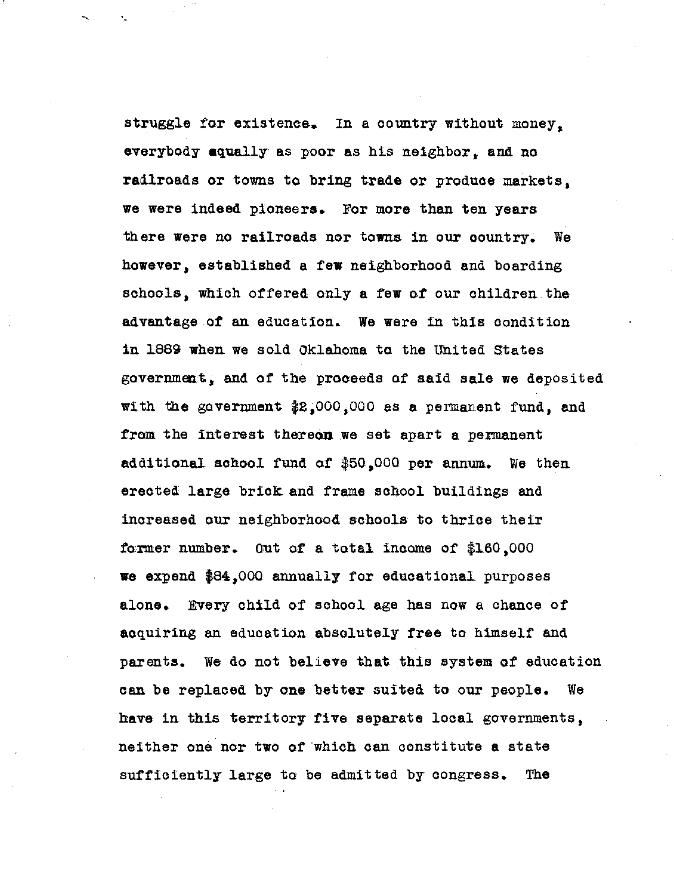struggle for existence. In a country without money, everybody equally as poor as his neighbor, and no railroads or towns to bring trade or produce markets, we were indeed pioneers. For more than ten years there were no railroads nor towns in our country. We however, established a few neighborhood and boarding schools, which offered only a few of our children the advantage of an education. We were in this condition in 1889 when we sold Oklahoma to the United States government, and of the proceeds of said sale we deposited with the government $2,000,000 as a permanent fund, and from the interest thereon we set apart a permanent additional school fund of $50,000 per annum. We then erected large brick and frame school buildings and increased our neighborhood schools to thrice their former number. Out of a total income of $160,000 we expend $84,000 annually for educational purposes alone. Every child of school age has now a chance of acquiring an education absolutely free to himself and parents. We do not believe that this system of education can be replaced by one better suited to our people. We have in this territory five separate local governments, neither one nor two of which can constitute a state sufficiently large to be admitted by congress. The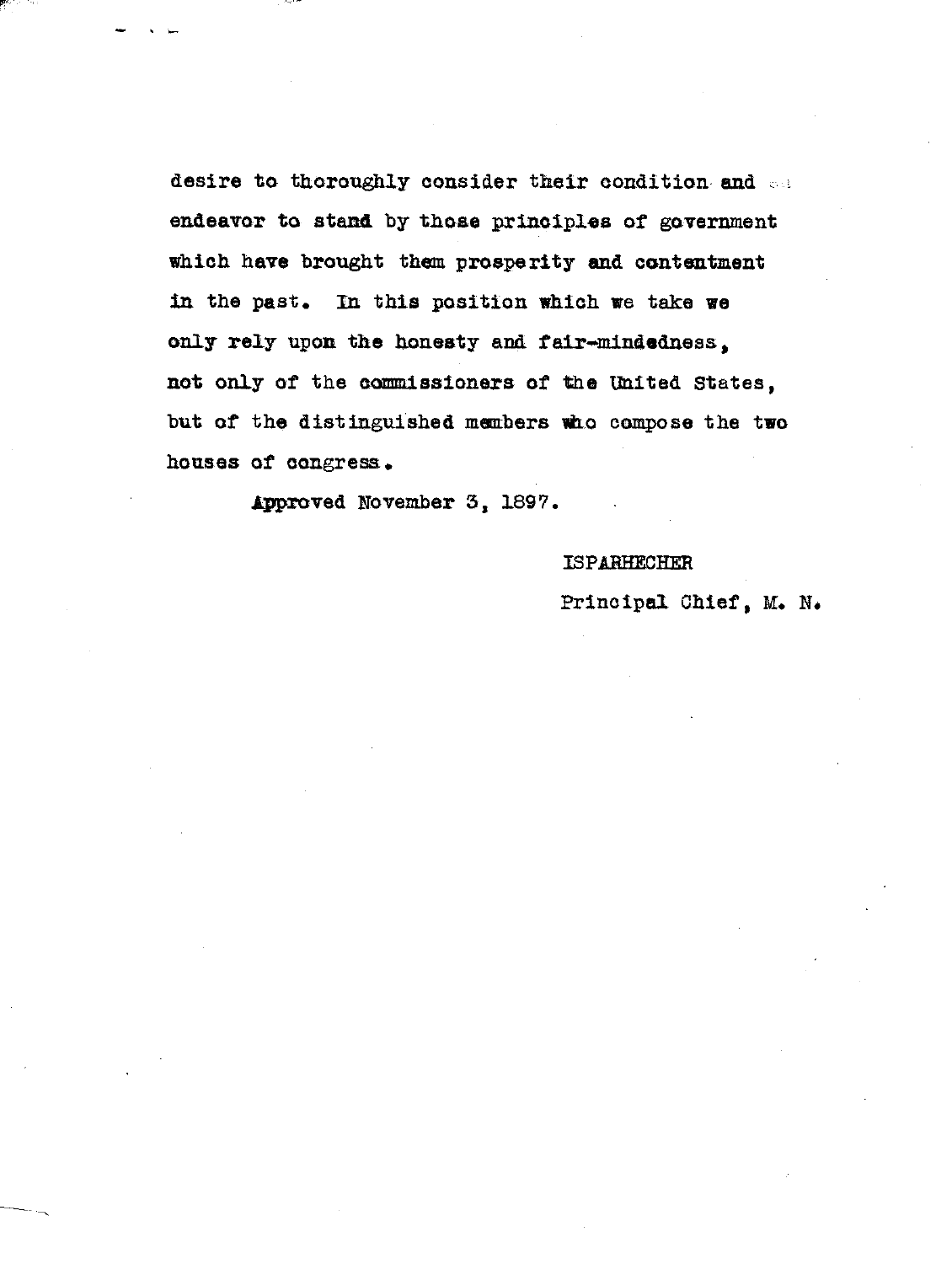desire to thoroughly consider their condition and endeavor to stand by those principles of government which have brought them prosperity and contentment in the past. In this position which we take we only rely upon the honesty and fair-mindedness, not only of the commissioners of the United States, but of the distinguished members who compose the two houses of congress.

Approved November 3, 1897.

ISPARHECHER

Principal Chief, M. N.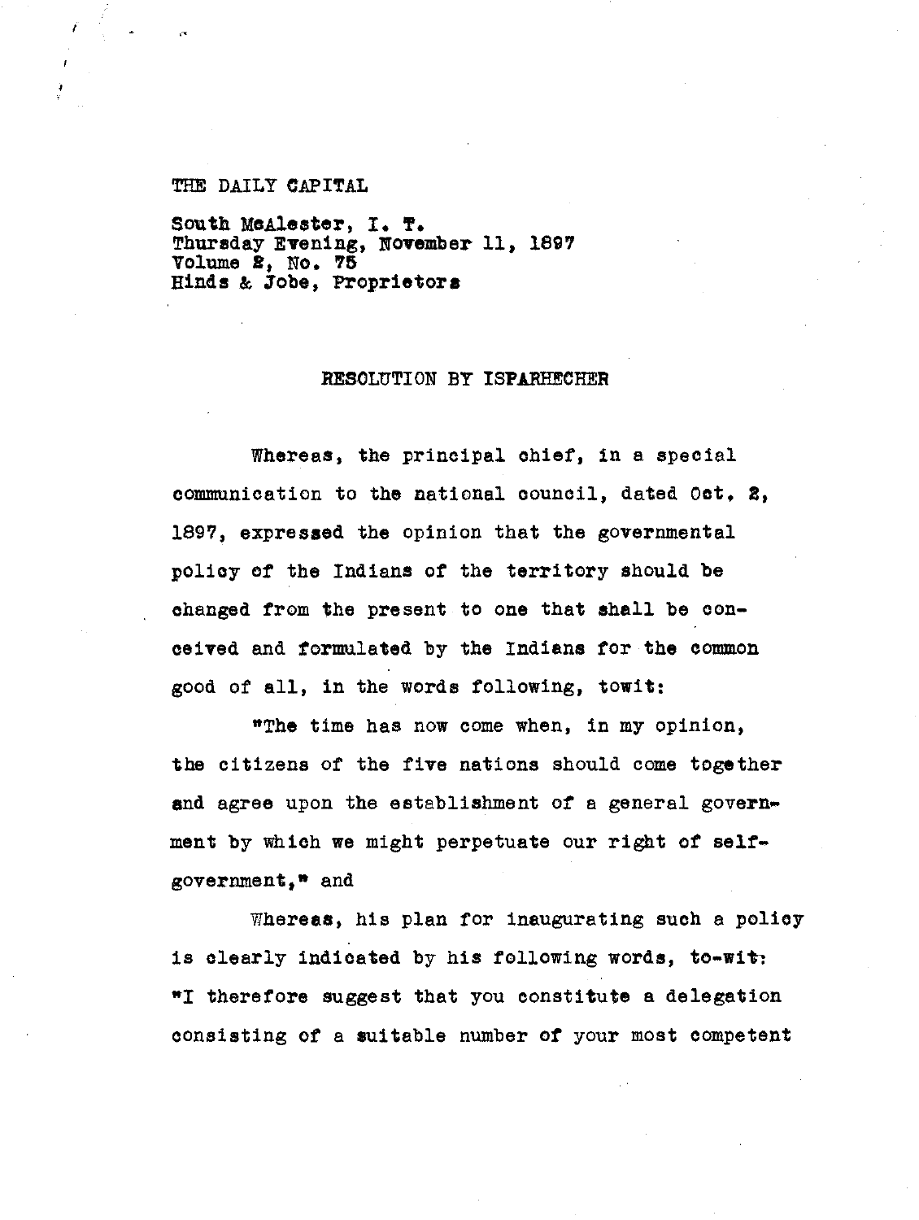THE DAILY CAPITAL

South McAlester, I. T.
Thursday Evening, November 11, 1897
Volume 2, No. 75
Hinds & Jobe, Proprietors

## RESOLUTION BY ISPARHECHER

Whereas, the principal chief, in a special communication to the national council, dated Oct. 2, 1897, expressed the opinion that the governmental policy of the Indians of the territory should be changed from the present to one that shall be conceived and formulated by the Indians for the common good of all, in the words following, towit:

"The time has now come when, in my opinion, the citizens of the five nations should come together and agree upon the establishment of a general government by which we might perpetuate our right of self-government," and

Whereas, his plan for inaugurating such a policy is clearly indicated by his following words, to-wit: "I therefore suggest that you constitute a delegation consisting of a suitable number of your most competent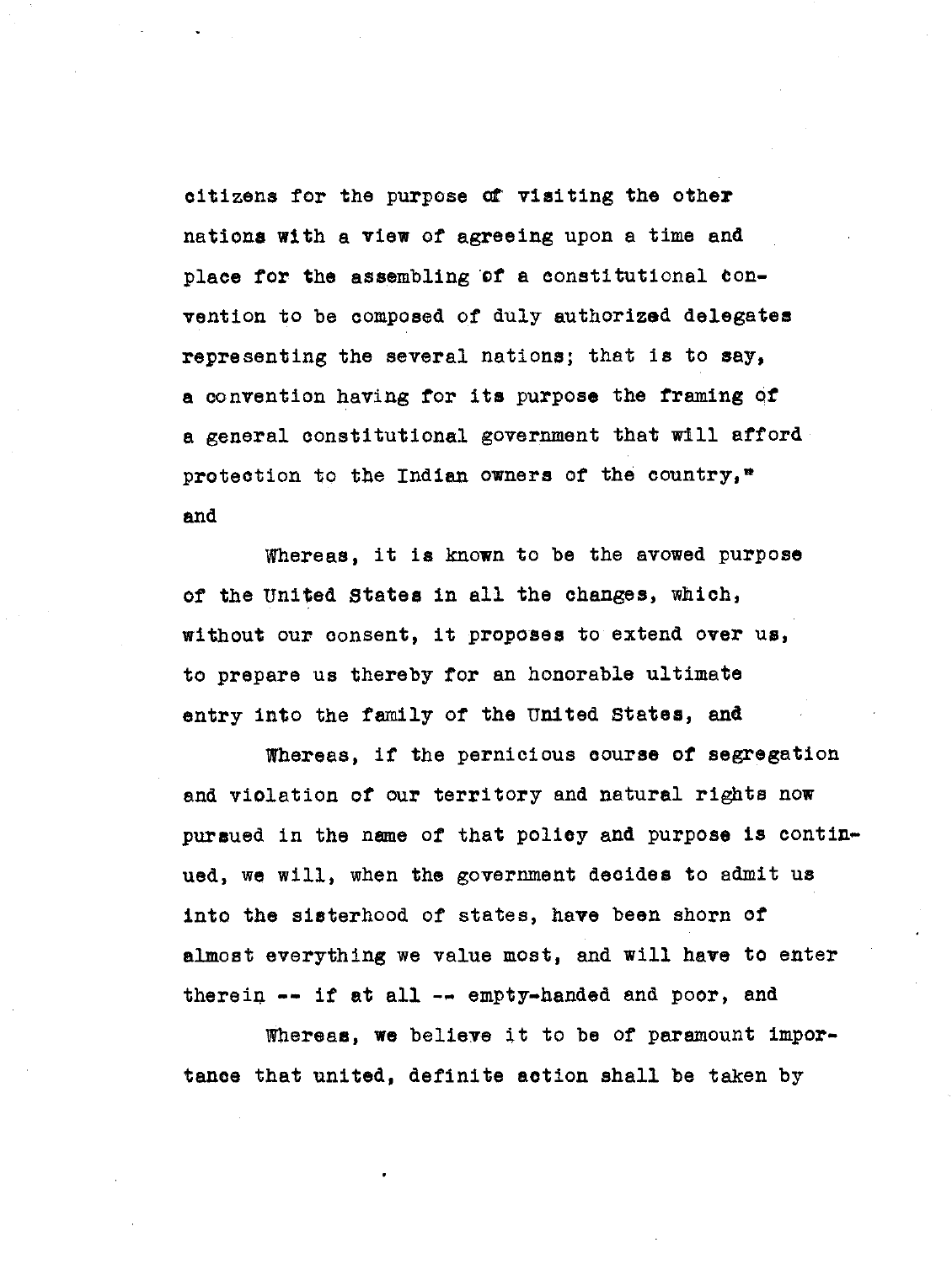citizens for the purpose of visiting the other nations with a view of agreeing upon a time and place for the assembling of a constitutional convention to be composed of duly authorized delegates representing the several nations; that is to say, a convention having for its purpose the framing of a general constitutional government that will afford protection to the Indian owners of the country," and

Whereas, it is known to be the avowed purpose of the United States in all the changes, which, without our consent, it proposes to extend over us, to prepare us thereby for an honorable ultimate entry into the family of the United States, and

Whereas, if the pernicious course of segregation and violation of our territory and natural rights now pursued in the name of that policy and purpose is continued, we will, when the government decides to admit us into the sisterhood of states, have been shorn of almost everything we value most, and will have to enter therein -- if at all -- empty-handed and poor, and

Whereas, we believe it to be of paramount importance that united, definite action shall be taken by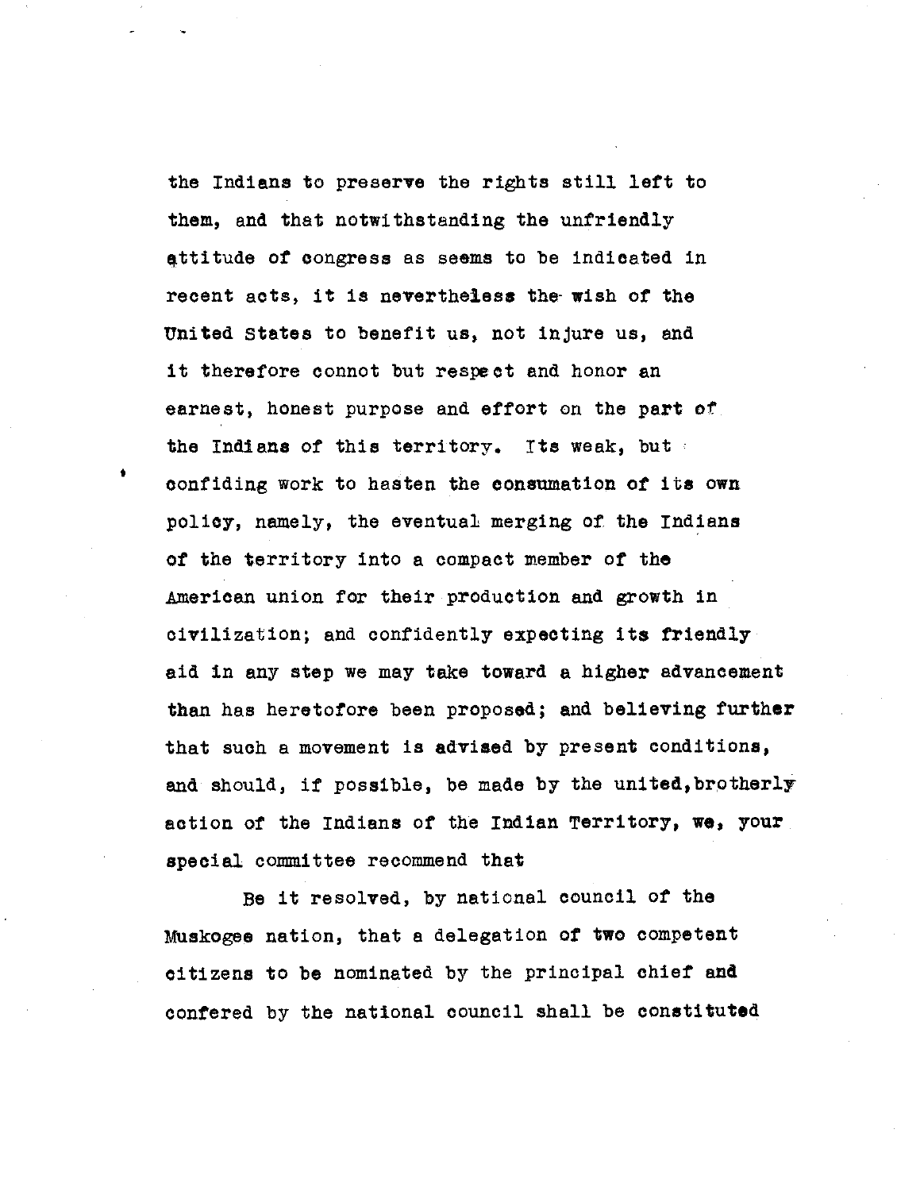the Indians to preserve the rights still left to them, and that notwithstanding the unfriendly attitude of congress as seems to be indicated in recent acts, it is nevertheless the wish of the United States to benefit us, not injure us, and it therefore connot but respect and honor an earnest, honest purpose and effort on the part of the Indians of this territory. Its weak, but confiding work to hasten the consumation of its own policy, namely, the eventual merging of the Indians of the territory into a compact member of the American union for their production and growth in civilization; and confidently expecting its friendly aid in any step we may take toward a higher advancement than has heretofore been proposed; and believing further that such a movement is advised by present conditions, and should, if possible, be made by the united,brotherly action of the Indians of the Indian Territory, we, your special committee recommend that

Be it resolved, by national council of the Muskogee nation, that a delegation of two competent citizens to be nominated by the principal chief and confered by the national council shall be constituted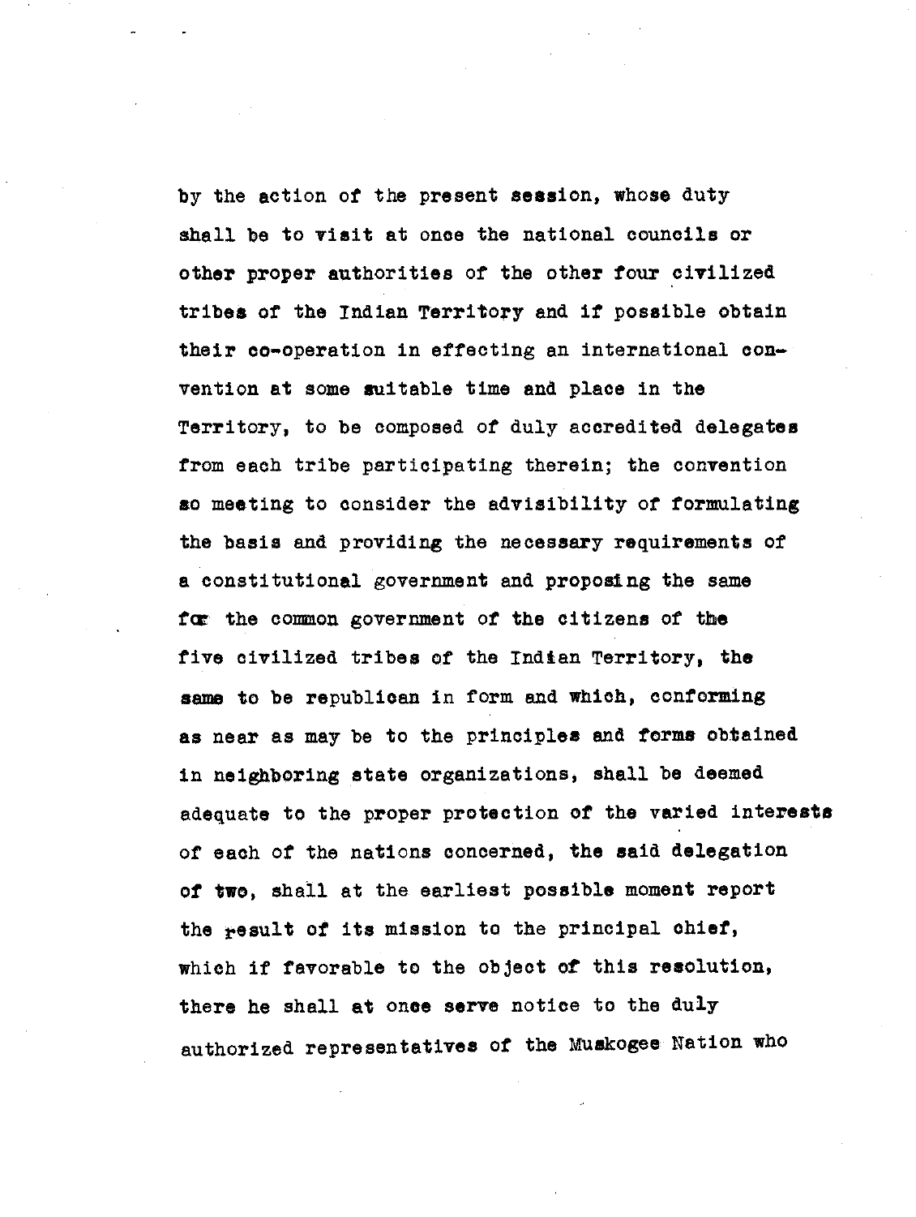by the action of the present session, whose duty shall be to visit at once the national councils or other proper authorities of the other four civilized tribes of the Indian Territory and if possible obtain their co-operation in effecting an international convention at some suitable time and place in the Territory, to be composed of duly accredited delegates from each tribe participating therein; the convention so meeting to consider the advisibility of formulating the basis and providing the necessary requirements of a constitutional government and proposing the same for the common government of the citizens of the five civilized tribes of the Indian Territory, the same to be republican in form and which, conforming as near as may be to the principles and forms obtained in neighboring state organizations, shall be deemed adequate to the proper protection of the varied interests of each of the nations concerned, the said delegation of two, shall at the earliest possible moment report the result of its mission to the principal chief, which if favorable to the object of this resolution, there he shall at once serve notice to the duly authorized representatives of the Muskogee Nation who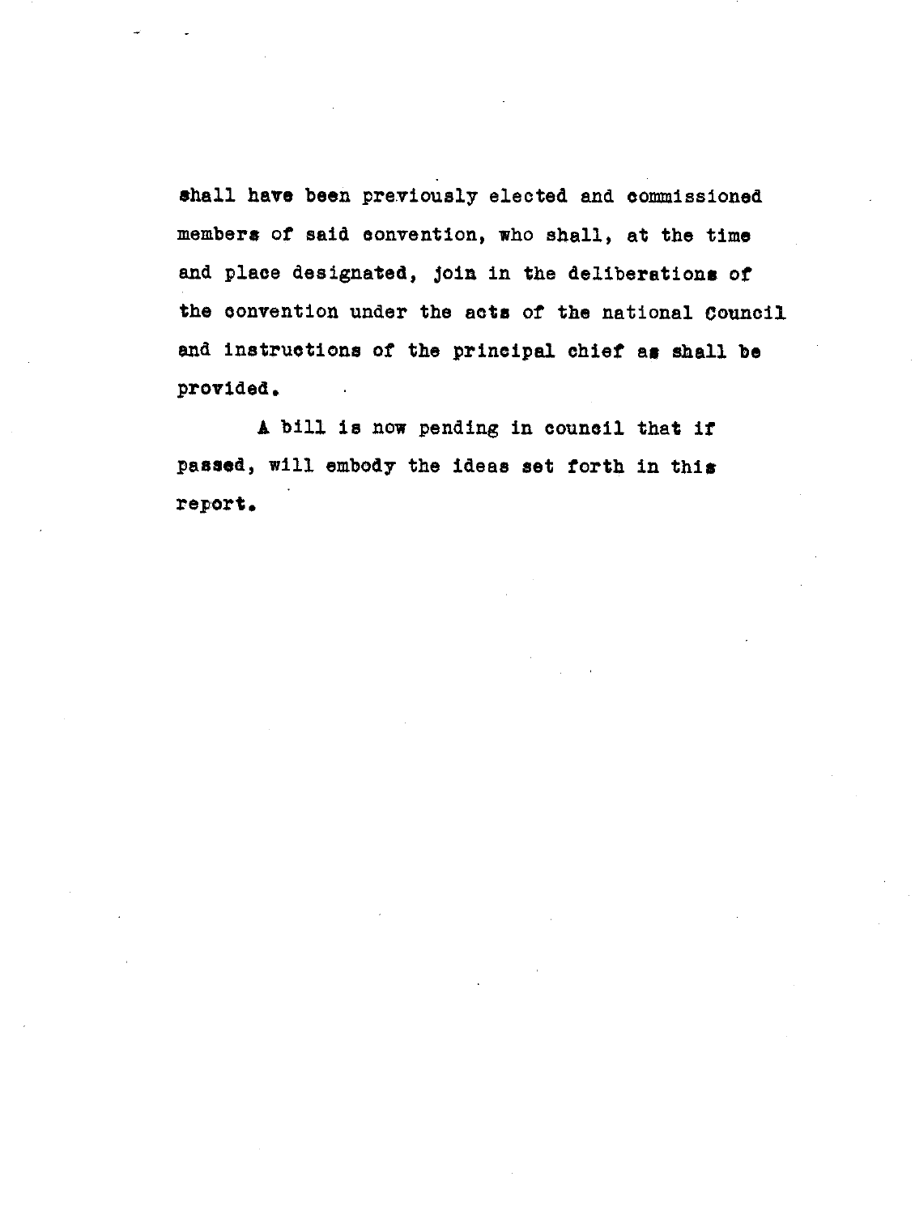shall have been previously elected and commissioned members of said convention, who shall, at the time and place designated, join in the deliberations of the convention under the acts of the national Council and instructions of the principal chief as shall be provided.

A bill is now pending in council that if passed, will embody the ideas set forth in this report.